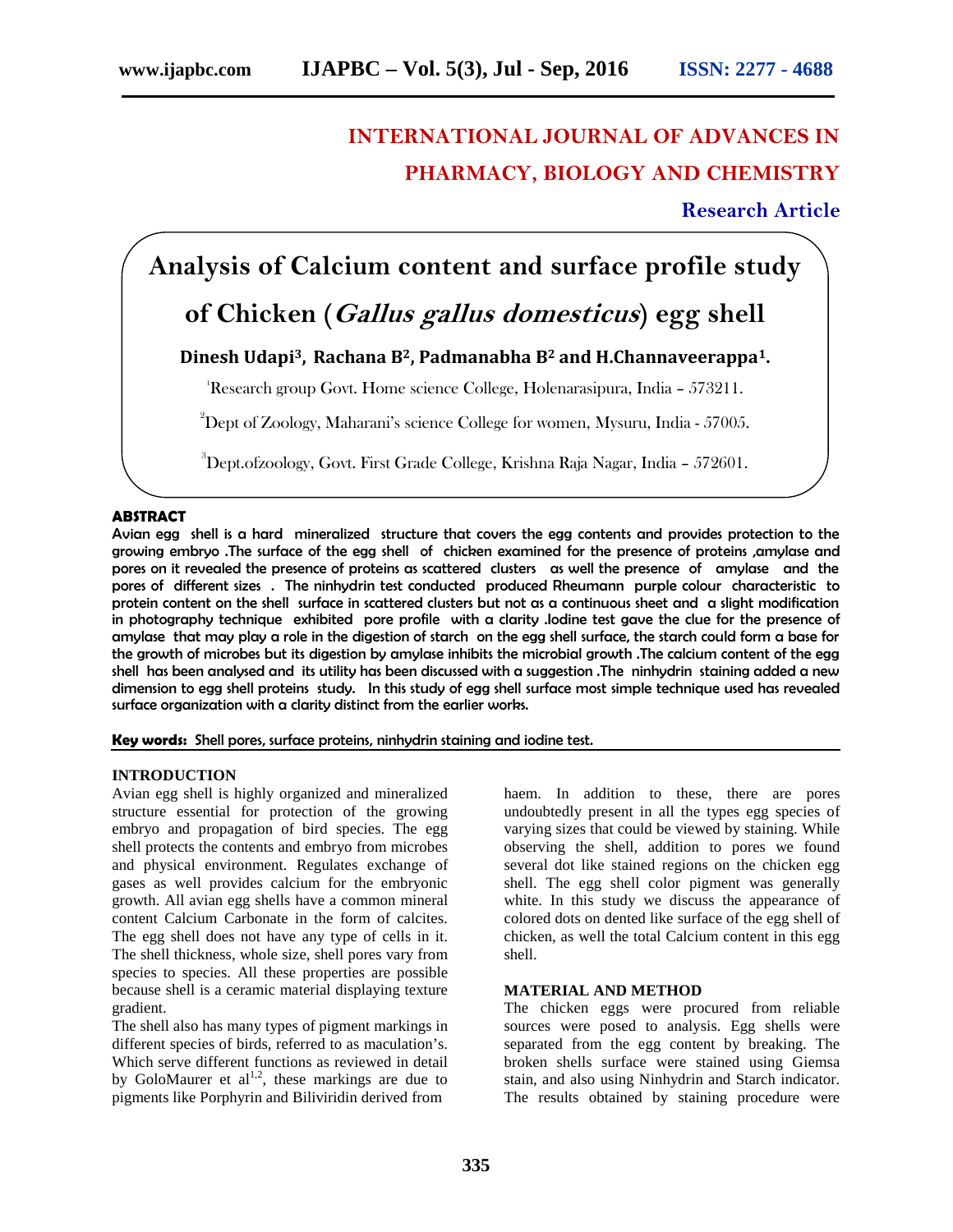# INTERNATIONAL JOURNAL OF ADVANCES IN PHARMACY, BIOLOGY AND CHEMISTRY

**Research Article**

# Analysis of Calcium content and surface profile study of Chicken (*Gallus gallus domesticus*) egg shell

**Dinesh Udapi[3], Rachana B[2], Padmanabha B[2] and H.Channaveerappa[1].**

[1]Research group Govt. Home science College, Holenarasipura, India – 573211.

[2]Dept of Zoology, Maharani's science College for women, Mysuru, India - 57005.

[3]Dept.ofzoology, Govt. First Grade College, Krishna Raja Nagar, India – 572601.

## ABSTRACT

Avian egg shell is a hard mineralized structure that covers the egg contents and provides protection to the growing embryo .The surface of the egg shell of chicken examined for the presence of proteins ,amylase and pores on it revealed the presence of proteins as scattered clusters as well the presence of amylase and the pores of different sizes . The ninhydrin test conducted produced Rheumann purple colour characteristic to protein content on the shell surface in scattered clusters but not as a continuous sheet and a slight modification in photography technique exhibited pore profile with a clarity .Iodine test gave the clue for the presence of amylase that may play a role in the digestion of starch on the egg shell surface, the starch could form a base for the growth of microbes but its digestion by amylase inhibits the microbial growth .The calcium content of the egg shell has been analysed and its utility has been discussed with a suggestion .The ninhydrin staining added a new dimension to egg shell proteins study. In this study of egg shell surface most simple technique used has revealed surface organization with a clarity distinct from the earlier works.

**Key words:** Shell pores, surface proteins, ninhydrin staining and iodine test.

## INTRODUCTION

Avian egg shell is highly organized and mineralized structure essential for protection of the growing embryo and propagation of bird species. The egg shell protects the contents and embryo from microbes and physical environment. Regulates exchange of gases as well provides calcium for the embryonic growth. All avian egg shells have a common mineral content Calcium Carbonate in the form of calcites. The egg shell does not have any type of cells in it. The shell thickness, whole size, shell pores vary from species to species. All these properties are possible because shell is a ceramic material displaying texture gradient.

The shell also has many types of pigment markings in different species of birds, referred to as maculation's. Which serve different functions as reviewed in detail by GoloMaurer et al[1,2], these markings are due to pigments like Porphyrin and Biliviridin derived from haem. In addition to these, there are pores undoubtedly present in all the types egg species of varying sizes that could be viewed by staining. While observing the shell, addition to pores we found several dot like stained regions on the chicken egg shell. The egg shell color pigment was generally white. In this study we discuss the appearance of colored dots on dented like surface of the egg shell of chicken, as well the total Calcium content in this egg shell.

## MATERIAL AND METHOD

The chicken eggs were procured from reliable sources were posed to analysis. Egg shells were separated from the egg content by breaking. The broken shells surface were stained using Giemsa stain, and also using Ninhydrin and Starch indicator. The results obtained by staining procedure were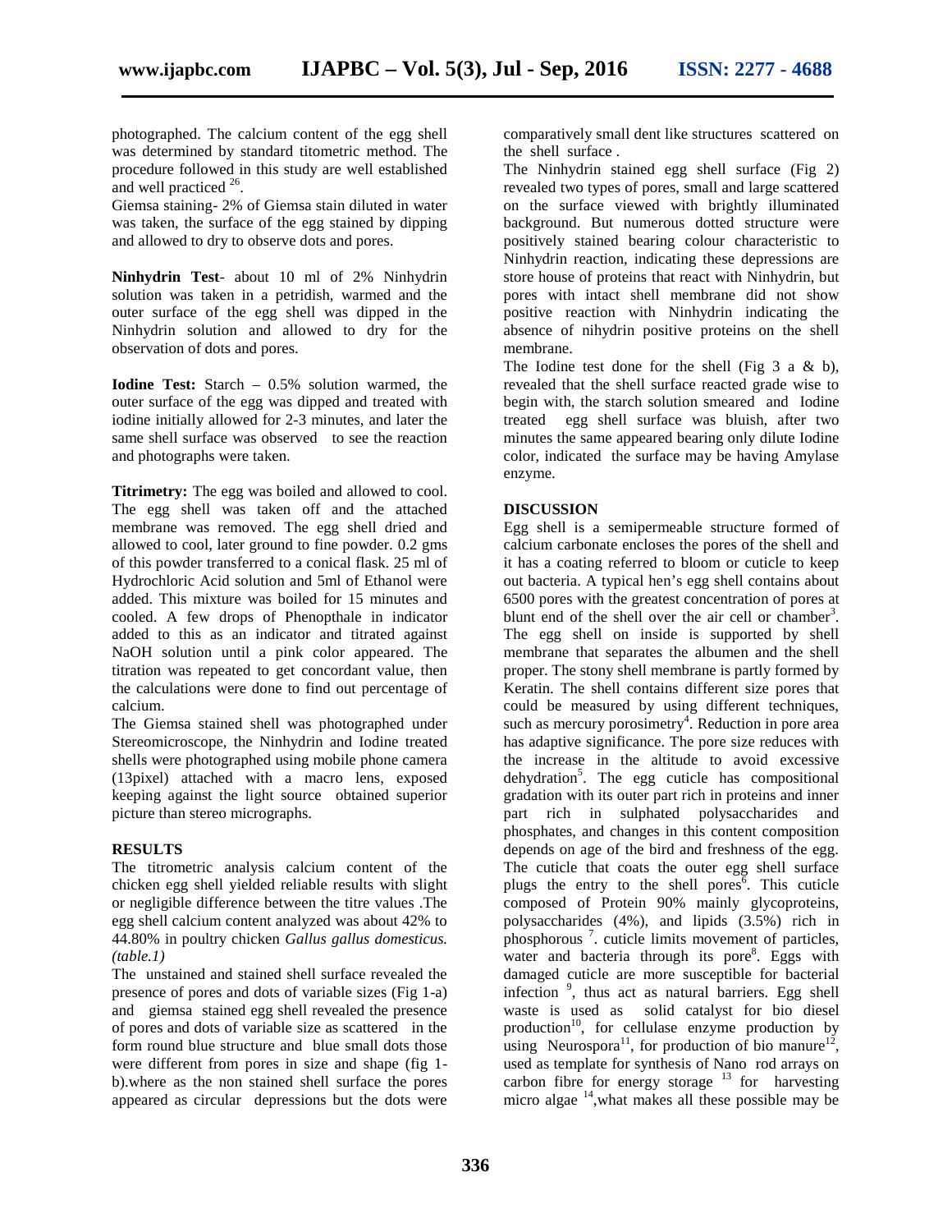photographed. The calcium content of the egg shell was determined by standard titometric method. The procedure followed in this study are well established and well practiced [26].

Giemsa staining- 2% of Giemsa stain diluted in water was taken, the surface of the egg stained by dipping and allowed to dry to observe dots and pores.

**Ninhydrin Test**- about 10 ml of 2% Ninhydrin solution was taken in a petridish, warmed and the outer surface of the egg shell was dipped in the Ninhydrin solution and allowed to dry for the observation of dots and pores.

**Iodine Test:** Starch – 0.5% solution warmed, the outer surface of the egg was dipped and treated with iodine initially allowed for 2-3 minutes, and later the same shell surface was observed to see the reaction and photographs were taken.

**Titrimetry:** The egg was boiled and allowed to cool. The egg shell was taken off and the attached membrane was removed. The egg shell dried and allowed to cool, later ground to fine powder. 0.2 gms of this powder transferred to a conical flask. 25 ml of Hydrochloric Acid solution and 5ml of Ethanol were added. This mixture was boiled for 15 minutes and cooled. A few drops of Phenopthale in indicator added to this as an indicator and titrated against NaOH solution until a pink color appeared. The titration was repeated to get concordant value, then the calculations were done to find out percentage of calcium.

The Giemsa stained shell was photographed under Stereomicroscope, the Ninhydrin and Iodine treated shells were photographed using mobile phone camera (13pixel) attached with a macro lens, exposed keeping against the light source obtained superior picture than stereo micrographs.

## RESULTS

The titrometric analysis calcium content of the chicken egg shell yielded reliable results with slight or negligible difference between the titre values .The egg shell calcium content analyzed was about 42% to 44.80% in poultry chicken *Gallus gallus domesticus. (table.1)*

The unstained and stained shell surface revealed the presence of pores and dots of variable sizes (Fig 1-a) and giemsa stained egg shell revealed the presence of pores and dots of variable size as scattered in the form round blue structure and blue small dots those were different from pores in size and shape (fig 1-b).where as the non stained shell surface the pores appeared as circular depressions but the dots were comparatively small dent like structures scattered on the shell surface .

The Ninhydrin stained egg shell surface (Fig 2) revealed two types of pores, small and large scattered on the surface viewed with brightly illuminated background. But numerous dotted structure were positively stained bearing colour characteristic to Ninhydrin reaction, indicating these depressions are store house of proteins that react with Ninhydrin, but pores with intact shell membrane did not show positive reaction with Ninhydrin indicating the absence of nihydrin positive proteins on the shell membrane.

The Iodine test done for the shell (Fig 3 a & b), revealed that the shell surface reacted grade wise to begin with, the starch solution smeared and Iodine treated egg shell surface was bluish, after two minutes the same appeared bearing only dilute Iodine color, indicated the surface may be having Amylase enzyme.

## DISCUSSION

Egg shell is a semipermeable structure formed of calcium carbonate encloses the pores of the shell and it has a coating referred to bloom or cuticle to keep out bacteria. A typical hen's egg shell contains about 6500 pores with the greatest concentration of pores at blunt end of the shell over the air cell or chamber[3]. The egg shell on inside is supported by shell membrane that separates the albumen and the shell proper. The stony shell membrane is partly formed by Keratin. The shell contains different size pores that could be measured by using different techniques, such as mercury porosimetry[4]. Reduction in pore area has adaptive significance. The pore size reduces with the increase in the altitude to avoid excessive dehydration[5]. The egg cuticle has compositional gradation with its outer part rich in proteins and inner part rich in sulphated polysaccharides and phosphates, and changes in this content composition depends on age of the bird and freshness of the egg. The cuticle that coats the outer egg shell surface plugs the entry to the shell pores[6]. This cuticle composed of Protein 90% mainly glycoproteins, polysaccharides (4%), and lipids (3.5%) rich in phosphorous [7]. cuticle limits movement of particles, water and bacteria through its pore[8]. Eggs with damaged cuticle are more susceptible for bacterial infection [9], thus act as natural barriers. Egg shell waste is used as solid catalyst for bio diesel production[10], for cellulase enzyme production by using Neurospora[11], for production of bio manure[12], used as template for synthesis of Nano rod arrays on carbon fibre for energy storage [13] for harvesting micro algae [14],what makes all these possible may be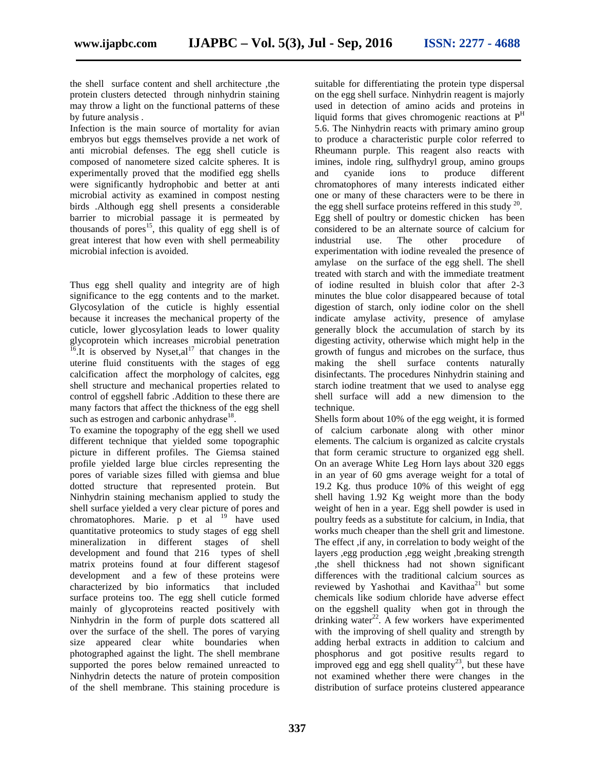the shell surface content and shell architecture ,the protein clusters detected through ninhydrin staining may throw a light on the functional patterns of these by future analysis .

Infection is the main source of mortality for avian embryos but eggs themselves provide a net work of anti microbial defenses. The egg shell cuticle is composed of nanometere sized calcite spheres. It is experimentally proved that the modified egg shells were significantly hydrophobic and better at anti microbial activity as examined in compost nesting birds .Although egg shell presents a considerable barrier to microbial passage it is permeated by thousands of pores[15], this quality of egg shell is of great interest that how even with shell permeability microbial infection is avoided.

Thus egg shell quality and integrity are of high significance to the egg contents and to the market. Glycosylation of the cuticle is highly essential because it increases the mechanical property of the cuticle, lower glycosylation leads to lower quality glycoprotein which increases microbial penetration [16].It is observed by Nyset,al[17] that changes in the uterine fluid constituents with the stages of egg calcification affect the morphology of calcites, egg shell structure and mechanical properties related to control of eggshell fabric .Addition to these there are many factors that affect the thickness of the egg shell such as estrogen and carbonic anhydrase[18].

To examine the topography of the egg shell we used different technique that yielded some topographic picture in different profiles. The Giemsa stained profile yielded large blue circles representing the pores of variable sizes filled with giemsa and blue dotted structure that represented protein. But Ninhydrin staining mechanism applied to study the shell surface yielded a very clear picture of pores and chromatophores. Marie. p et al [19] have used quantitative proteomics to study stages of egg shell mineralization in different stages of shell development and found that 216 types of shell matrix proteins found at four different stagesof development and a few of these proteins were characterized by bio informatics that included surface proteins too. The egg shell cuticle formed mainly of glycoproteins reacted positively with Ninhydrin in the form of purple dots scattered all over the surface of the shell. The pores of varying size appeared clear white boundaries when photographed against the light. The shell membrane supported the pores below remained unreacted to Ninhydrin detects the nature of protein composition of the shell membrane. This staining procedure is suitable for differentiating the protein type dispersal on the egg shell surface. Ninhydrin reagent is majorly used in detection of amino acids and proteins in liquid forms that gives chromogenic reactions at $P^H$ 5.6. The Ninhydrin reacts with primary amino group to produce a characteristic purple color referred to Rheumann purple. This reagent also reacts with imines, indole ring, sulfhydryl group, amino groups and cyanide ions to produce different chromatophores of many interests indicated either one or many of these characters were to be there in the egg shell surface proteins reffered in this study [20].

Egg shell of poultry or domestic chicken has been considered to be an alternate source of calcium for industrial use. The other procedure of experimentation with iodine revealed the presence of amylase on the surface of the egg shell. The shell treated with starch and with the immediate treatment of iodine resulted in bluish color that after 2-3 minutes the blue color disappeared because of total digestion of starch, only iodine color on the shell indicate amylase activity, presence of amylase generally block the accumulation of starch by its digesting activity, otherwise which might help in the growth of fungus and microbes on the surface, thus making the shell surface contents naturally disinfectants. The procedures Ninhydrin staining and starch iodine treatment that we used to analyse egg shell surface will add a new dimension to the technique.

Shells form about 10% of the egg weight, it is formed of calcium carbonate along with other minor elements. The calcium is organized as calcite crystals that form ceramic structure to organized egg shell. On an average White Leg Horn lays about 320 eggs in an year of 60 gms average weight for a total of 19.2 Kg. thus produce 10% of this weight of egg shell having 1.92 Kg weight more than the body weight of hen in a year. Egg shell powder is used in poultry feeds as a substitute for calcium, in India, that works much cheaper than the shell grit and limestone. The effect ,if any, in correlation to body weight of the layers ,egg production ,egg weight ,breaking strength ,the shell thickness had not shown significant differences with the traditional calcium sources as reviewed by Yashothai and Kavithaa[21] but some chemicals like sodium chloride have adverse effect on the eggshell quality when got in through the drinking water[22]. A few workers have experimented with the improving of shell quality and strength by adding herbal extracts in addition to calcium and phosphorus and got positive results regard to improved egg and egg shell quality[23], but these have not examined whether there were changes in the distribution of surface proteins clustered appearance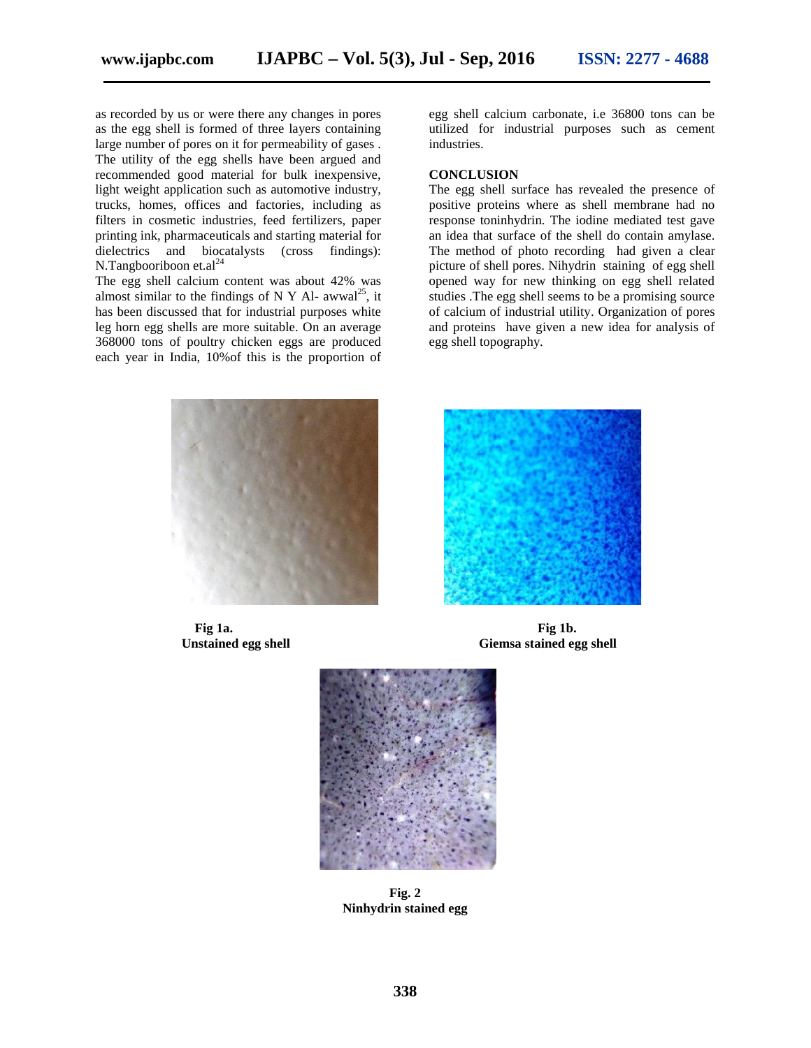as recorded by us or were there any changes in pores as the egg shell is formed of three layers containing large number of pores on it for permeability of gases . The utility of the egg shells have been argued and recommended good material for bulk inexpensive, light weight application such as automotive industry, trucks, homes, offices and factories, including as filters in cosmetic industries, feed fertilizers, paper printing ink, pharmaceuticals and starting material for dielectrics and biocatalysts (cross findings): N.Tangbooriboon et.al[24]

The egg shell calcium content was about 42% was almost similar to the findings of N Y Al- awwal[25], it has been discussed that for industrial purposes white leg horn egg shells are more suitable. On an average 368000 tons of poultry chicken eggs are produced each year in India, 10%of this is the proportion of egg shell calcium carbonate, i.e 36800 tons can be utilized for industrial purposes such as cement industries.

## CONCLUSION

The egg shell surface has revealed the presence of positive proteins where as shell membrane had no response toninhydrin. The iodine mediated test gave an idea that surface of the shell do contain amylase. The method of photo recording had given a clear picture of shell pores. Nihydrin staining of egg shell opened way for new thinking on egg shell related studies .The egg shell seems to be a promising source of calcium of industrial utility. Organization of pores and proteins have given a new idea for analysis of egg shell topography.

**Fig 1a.**
**Unstained egg shell**

**Fig 1b.**
**Giemsa stained egg shell**

**Fig. 2**
**Ninhydrin stained egg**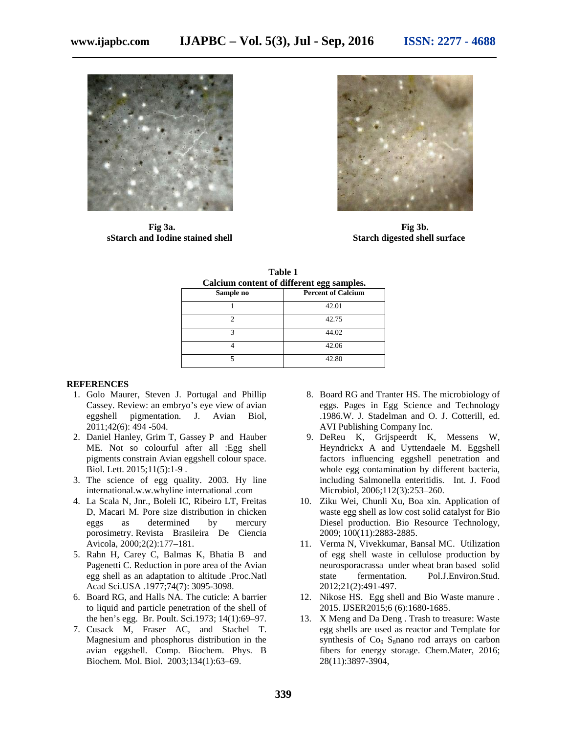Fig 3a.
sStarch and Iodine stained shell

Fig 3b.
Starch digested shell surface

**Table 1**
**Calcium content of different egg samples.**

| Sample no | Percent of Calcium |
|---|---|
| 1 | 42.01 |
| 2 | 42.75 |
| 3 | 44.02 |
| 4 | 42.06 |
| 5 | 42.80 |

## REFERENCES

1. Golo Maurer, Steven J. Portugal and Phillip Cassey. Review: an embryo's eye view of avian eggshell pigmentation. J. Avian Biol, 2011;42(6): 494 -504.
2. Daniel Hanley, Grim T, Gassey P and Hauber ME. Not so colourful after all :Egg shell pigments constrain Avian eggshell colour space. Biol. Lett. 2015;11(5):1-9 .
3. The science of egg quality. 2003. Hy line international.w.w.whyline international .com
4. La Scala N, Jnr., Boleli IC, Ribeiro LT, Freitas D, Macari M. Pore size distribution in chicken eggs as determined by mercury porosimetry. Revista Brasileira De Ciencia Avicola, 2000;2(2):177–181.
5. Rahn H, Carey C, Balmas K, Bhatia B and Pagenetti C. Reduction in pore area of the Avian egg shell as an adaptation to altitude .Proc.Natl Acad Sci.USA .1977;74(7): 3095-3098.
6. Board RG, and Halls NA. The cuticle: A barrier to liquid and particle penetration of the shell of the hen's egg. Br. Poult. Sci.1973; 14(1):69–97.
7. Cusack M, Fraser AC, and Stachel T. Magnesium and phosphorus distribution in the avian eggshell. Comp. Biochem. Phys. B Biochem. Mol. Biol. 2003;134(1):63–69.
8. Board RG and Tranter HS. The microbiology of eggs. Pages in Egg Science and Technology .1986.W. J. Stadelman and O. J. Cotterill, ed. AVI Publishing Company Inc.
9. DeReu K, Grijspeerdt K, Messens W, Heyndrickx A and Uyttendaele M. Eggshell factors influencing eggshell penetration and whole egg contamination by different bacteria, including Salmonella enteritidis. Int. J. Food Microbiol, 2006;112(3):253–260.
10. Ziku Wei, Chunli Xu, Boa xin. Application of waste egg shell as low cost solid catalyst for Bio Diesel production. Bio Resource Technology, 2009; 100(11):2883-2885.
11. Verma N, Vivekkumar, Bansal MC. Utilization of egg shell waste in cellulose production by neurosporacrassa under wheat bran based solid state fermentation. Pol.J.Environ.Stud. 2012;21(2):491-497.
12. Nikose HS. Egg shell and Bio Waste manure . 2015. IJSER2015;6 (6):1680-1685.
13. X Meng and Da Deng . Trash to treasure: Waste egg shells are used as reactor and Template for synthesis of $Co_9$ $S_8$nano rod arrays on carbon fibers for energy storage. Chem.Mater, 2016; 28(11):3897-3904,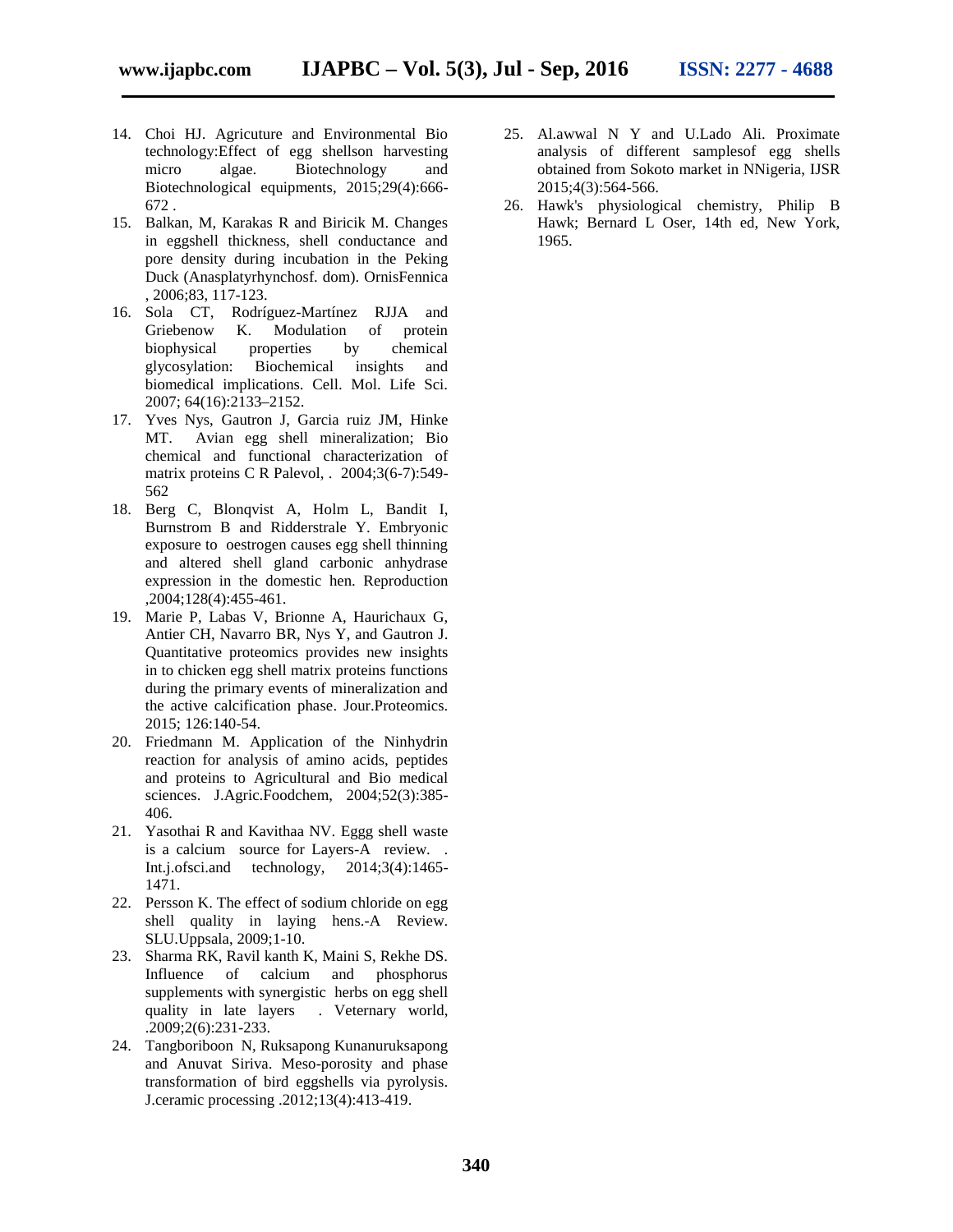14. Choi HJ. Agricuture and Environmental Bio technology:Effect of egg shellson harvesting micro algae. Biotechnology and Biotechnological equipments, 2015;29(4):666-672 .
15. Balkan, M, Karakas R and Biricik M. Changes in eggshell thickness, shell conductance and pore density during incubation in the Peking Duck (Anasplatyrhynchosf. dom). OrnisFennica , 2006;83, 117-123.
16. Sola CT, Rodríguez-Martínez RJJA and Griebenow K. Modulation of protein biophysical properties by chemical glycosylation: Biochemical insights and biomedical implications. Cell. Mol. Life Sci. 2007; 64(16):2133–2152.
17. Yves Nys, Gautron J, Garcia ruiz JM, Hinke MT. Avian egg shell mineralization; Bio chemical and functional characterization of matrix proteins C R Palevol, . 2004;3(6-7):549-562
18. Berg C, Blonqvist A, Holm L, Bandit I, Burnstrom B and Ridderstrale Y. Embryonic exposure to oestrogen causes egg shell thinning and altered shell gland carbonic anhydrase expression in the domestic hen. Reproduction ,2004;128(4):455-461.
19. Marie P, Labas V, Brionne A, Haurichaux G, Antier CH, Navarro BR, Nys Y, and Gautron J. Quantitative proteomics provides new insights in to chicken egg shell matrix proteins functions during the primary events of mineralization and the active calcification phase. Jour.Proteomics. 2015; 126:140-54.
20. Friedmann M. Application of the Ninhydrin reaction for analysis of amino acids, peptides and proteins to Agricultural and Bio medical sciences. J.Agric.Foodchem, 2004;52(3):385-406.
21. Yasothai R and Kavithaa NV. Eggg shell waste is a calcium source for Layers-A review. . Int.j.ofsci.and technology, 2014;3(4):1465-1471.
22. Persson K. The effect of sodium chloride on egg shell quality in laying hens.-A Review. SLU.Uppsala, 2009;1-10.
23. Sharma RK, Ravil kanth K, Maini S, Rekhe DS. Influence of calcium and phosphorus supplements with synergistic herbs on egg shell quality in late layers . Veternary world, .2009;2(6):231-233.
24. Tangboriboon N, Ruksapong Kunanuruksapong and Anuvat Siriva. Meso-porosity and phase transformation of bird eggshells via pyrolysis. J.ceramic processing .2012;13(4):413-419.
25. Al.awwal N Y and U.Lado Ali. Proximate analysis of different samplesof egg shells obtained from Sokoto market in NNigeria, IJSR 2015;4(3):564-566.
26. Hawk's physiological chemistry, Philip B Hawk; Bernard L Oser, 14th ed, New York, 1965.